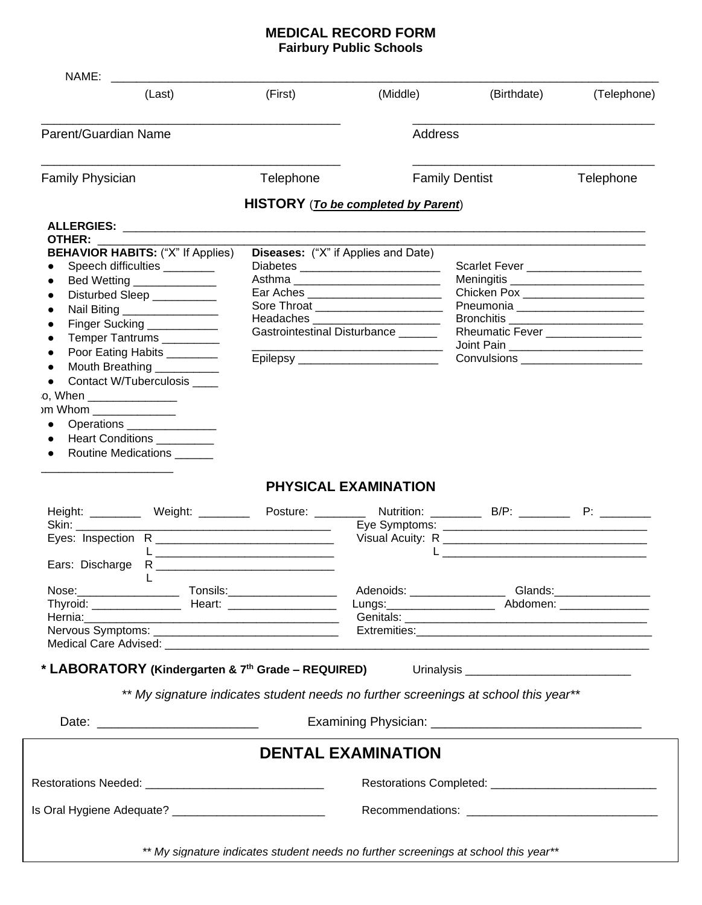# MEDICAL RECORD FORM
## Fairbury Public Schools

NAME: ______________________________________________________________________________

(Last) (First) (Middle) (Birthdate) (Telephone)

_____________________________________ _____________________________________

Parent/Guardian Name Address

_____________________________________ _____________________________________

Family Physician Telephone Family Dentist Telephone

## HISTORY (***To be completed by Parent***)

**ALLERGIES:** ______________________________________________________________________

**OTHER:** __________________________________________________________________________

**BEHAVIOR HABITS:** ("X" If Applies)

- Speech difficulties ________
- Bed Wetting _____________
- Disturbed Sleep __________
- Nail Biting _______________
- Finger Sucking ___________
- Temper Tantrums _________
- Poor Eating Habits ________
- Mouth Breathing __________
- Contact W/Tuberculosis ____

o, When ______________

om Whom _____________

- Operations ______________
- Heart Conditions _________
- Routine Medications ______

_____________________

**Diseases:** ("X" if Applies and Date)

Diabetes ______________________

Asthma _______________________

Ear Aches _____________________

Sore Throat ____________________

Headaches ____________________

Gastrointestinal Disturbance ______

______________________________

Epilepsy ______________________

Scarlet Fever __________________

Meningitis _____________________

Chicken Pox ___________________

Pneumonia ____________________

Bronchitis _____________________

Rheumatic Fever _______________

Joint Pain _____________________

Convulsions ___________________

## PHYSICAL EXAMINATION

Height: ________ Weight: ________ Posture: ________ Nutrition: ________ B/P: ________ P: ________

Skin: _______________________________________ Eye Symptoms: ______________________________

Eyes: Inspection R ___________________________ Visual Acuity: R _______________________________

L ___________________________ L _______________________________

Ears: Discharge R ___________________________

L

Nose:________________ Tonsils:_________________ Adenoids: _______________ Glands:_______________

Thyroid: ______________ Heart: _________________ Lungs:_________________ Abdomen: ______________

Hernia:________________________________________ Genitals: _____________________________________

Nervous Symptoms: _____________________________ Extremities:____________________________________

Medical Care Advised: __________________________________________________________________________

**\* LABORATORY (Kindergarten & 7th Grade – REQUIRED)** Urinalysis __________________________

*\*\* My signature indicates student needs no further screenings at school this year\*\**

Date: _______________________ Examining Physician: ______________________________

## DENTAL EXAMINATION

Restorations Needed: ___________________________ Restorations Completed: _________________________

Is Oral Hygiene Adequate? _______________________ Recommendations: _____________________________

*\*\* My signature indicates student needs no further screenings at school this year\*\**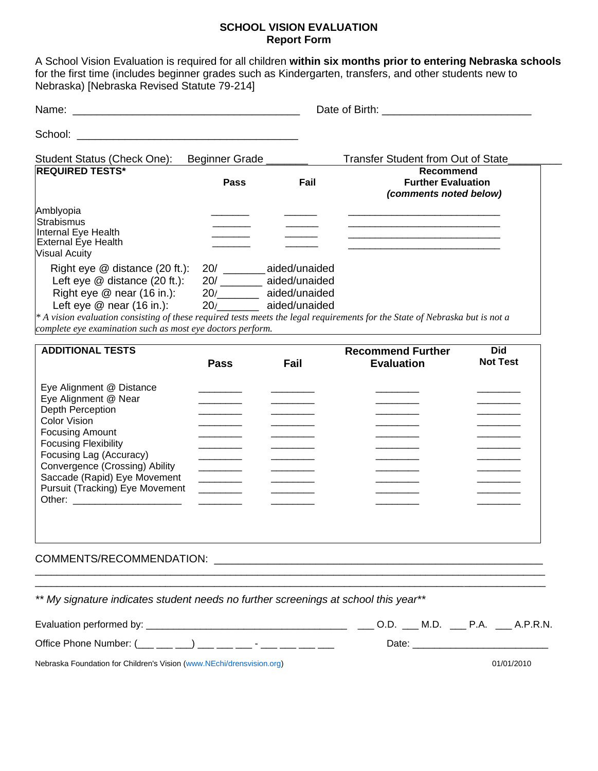# SCHOOL VISION EVALUATION
## Report Form

A School Vision Evaluation is required for all children **within six months prior to entering Nebraska schools** for the first time (includes beginner grades such as Kindergarten, transfers, and other students new to Nebraska) [Nebraska Revised Statute 79-214]

Name: ______________________________________ Date of Birth: _________________________

School: ______________________________________

Student Status (Check One): Beginner Grade _______ Transfer Student from Out of State_________

| **REQUIRED TESTS*** | **Pass** | **Fail** | **Recommend Further Evaluation** *(comments noted below)* |
|---|---|---|---|
| Amblyopia | _______ | ______ | ___________________________ |
| Strabismus | _______ | ______ | ___________________________ |
| Internal Eye Health | _______ | ______ | ___________________________ |
| External Eye Health | _______ | ______ | ___________________________ |
| Visual Acuity | | | |

Right eye @ distance (20 ft.): 20/ _______ aided/unaided

Left eye @ distance (20 ft.): 20/ _______ aided/unaided

Right eye @ near (16 in.): 20/_______ aided/unaided

Left eye @ near (16 in.): 20/_______ aided/unaided

*\* A vision evaluation consisting of these required tests meets the legal requirements for the State of Nebraska but is not a complete eye examination such as most eye doctors perform.*

| **ADDITIONAL TESTS** | **Pass** | **Fail** | **Recommend Further Evaluation** | **Did Not Test** |
|---|---|---|---|---|
| Eye Alignment @ Distance | ________ | ________ | ________ | ________ |
| Eye Alignment @ Near | ________ | ________ | ________ | ________ |
| Depth Perception | ________ | ________ | ________ | ________ |
| Color Vision | ________ | ________ | ________ | ________ |
| Focusing Amount | ________ | ________ | ________ | ________ |
| Focusing Flexibility | ________ | ________ | ________ | ________ |
| Focusing Lag (Accuracy) | ________ | ________ | ________ | ________ |
| Convergence (Crossing) Ability | ________ | ________ | ________ | ________ |
| Saccade (Rapid) Eye Movement | ________ | ________ | ________ | ________ |
| Pursuit (Tracking) Eye Movement | ________ | ________ | ________ | ________ |
| Other: ____________________ | ________ | ________ | ________ | ________ |

COMMENTS/RECOMMENDATION: _____________________________________________________
_______________________________________________________________________________
_______________________________________________________________________________

*\*\* My signature indicates student needs no further screenings at school this year\*\**

Evaluation performed by: ____________________________________ ___ O.D. ___ M.D. ___ P.A. ___ A.P.R.N.

Office Phone Number: (___ ___ ___) ___ ___ ___ - ___ ___ ___ ___ Date: ________________________

Nebraska Foundation for Children's Vision (www.NEchi/drensvision.org) 01/01/2010